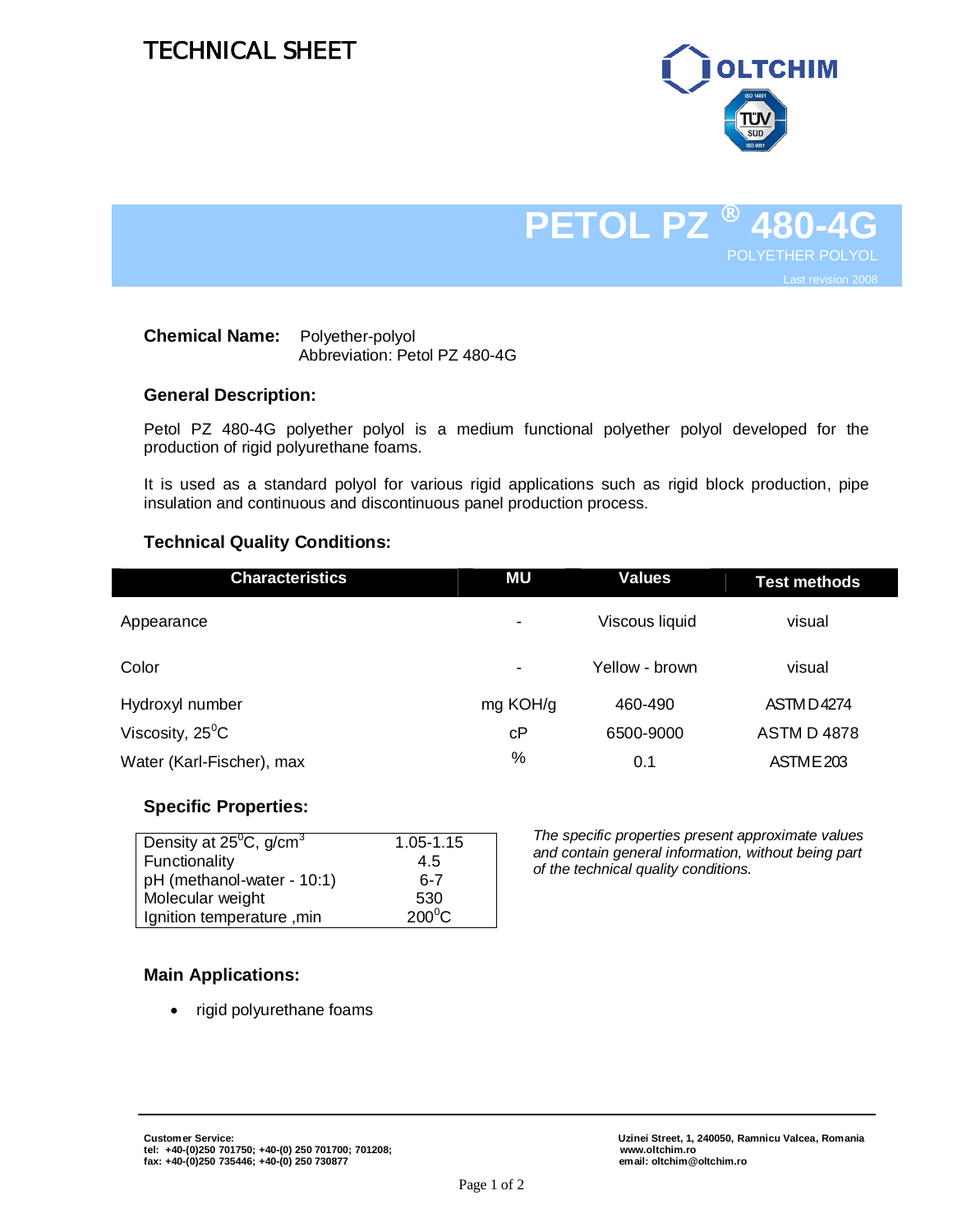# TECHNICAL SHEET

OLTCHIM

# PETOL PZ ® 480-4G

POLYETHER POLYOL

Last revision 2008

**Chemical Name:** Polyether-polyol
Abbreviation: Petol PZ 480-4G

### General Description:

Petol PZ 480-4G polyether polyol is a medium functional polyether polyol developed for the production of rigid polyurethane foams.

It is used as a standard polyol for various rigid applications such as rigid block production, pipe insulation and continuous and discontinuous panel production process.

### Technical Quality Conditions:

| Characteristics | MU | Values | Test methods |
|---|---|---|---|
| Appearance | - | Viscous liquid | visual |
| Color | - | Yellow - brown | visual |
| Hydroxyl number | mg KOH/g | 460-490 | ASTM D4274 |
| Viscosity, 25$^0$C | cP | 6500-9000 | ASTM D 4878 |
| Water (Karl-Fischer), max | % | 0.1 | ASTM E203 |

### Specific Properties:

| | |
|---|---|
| Density at 25$^0$C, g/cm$^3$ | 1.05-1.15 |
| Functionality | 4.5 |
| pH (methanol-water - 10:1) | 6-7 |
| Molecular weight | 530 |
| Ignition temperature ,min | 200$^0$C |

*The specific properties present approximate values and contain general information, without being part of the technical quality conditions.*

### Main Applications:

- rigid polyurethane foams

**Customer Service:**
**tel: +40-(0)250 701750; +40-(0) 250 701700; 701208;**
**fax: +40-(0)250 735446; +40-(0) 250 730877**

**Uzinei Street, 1, 240050, Ramnicu Valcea, Romania**
**www.oltchim.ro**
**email: oltchim@oltchim.ro**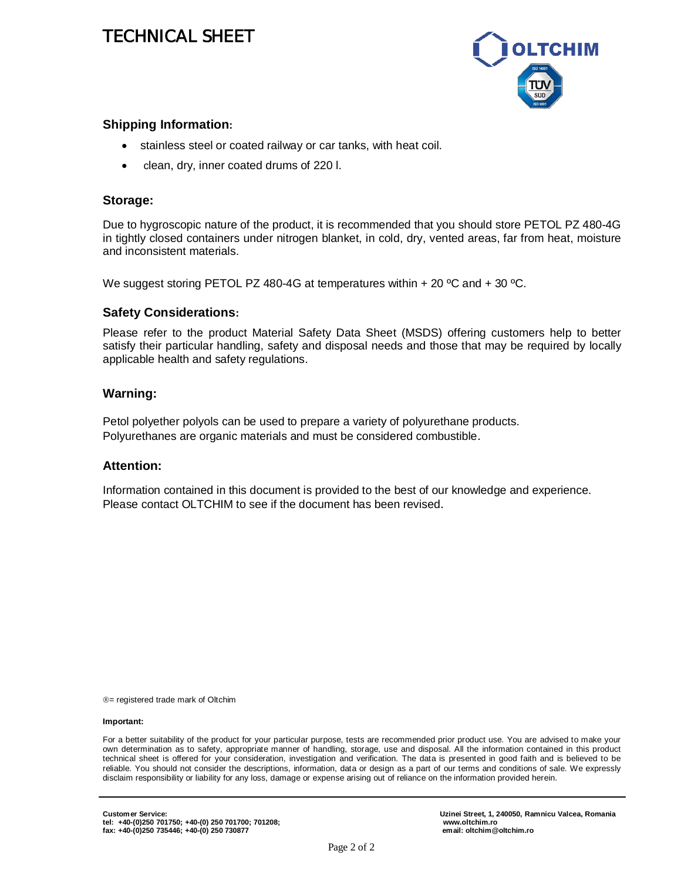## Shipping Information:

- stainless steel or coated railway or car tanks, with heat coil.
- clean, dry, inner coated drums of 220 l.

## Storage:

Due to hygroscopic nature of the product, it is recommended that you should store PETOL PZ 480-4G in tightly closed containers under nitrogen blanket, in cold, dry, vented areas, far from heat, moisture and inconsistent materials.

We suggest storing PETOL PZ 480-4G at temperatures within + 20 ºC and + 30 ºC.

## Safety Considerations:

Please refer to the product Material Safety Data Sheet (MSDS) offering customers help to better satisfy their particular handling, safety and disposal needs and those that may be required by locally applicable health and safety regulations.

## Warning:

Petol polyether polyols can be used to prepare a variety of polyurethane products.
Polyurethanes are organic materials and must be considered combustible.

## Attention:

Information contained in this document is provided to the best of our knowledge and experience.
Please contact OLTCHIM to see if the document has been revised.

®= registered trade mark of Oltchim

**Important:**

For a better suitability of the product for your particular purpose, tests are recommended prior product use. You are advised to make your own determination as to safety, appropriate manner of handling, storage, use and disposal. All the information contained in this product technical sheet is offered for your consideration, investigation and verification. The data is presented in good faith and is believed to be reliable. You should not consider the descriptions, information, data or design as a part of our terms and conditions of sale. We expressly disclaim responsibility or liability for any loss, damage or expense arising out of reliance on the information provided herein.

**Customer Service:**
**tel: +40-(0)250 701750; +40-(0) 250 701700; 701208;**
**fax: +40-(0)250 735446; +40-(0) 250 730877**

**Uzinei Street, 1, 240050, Ramnicu Valcea, Romania**
**www.oltchim.ro**
**email: oltchim@oltchim.ro**